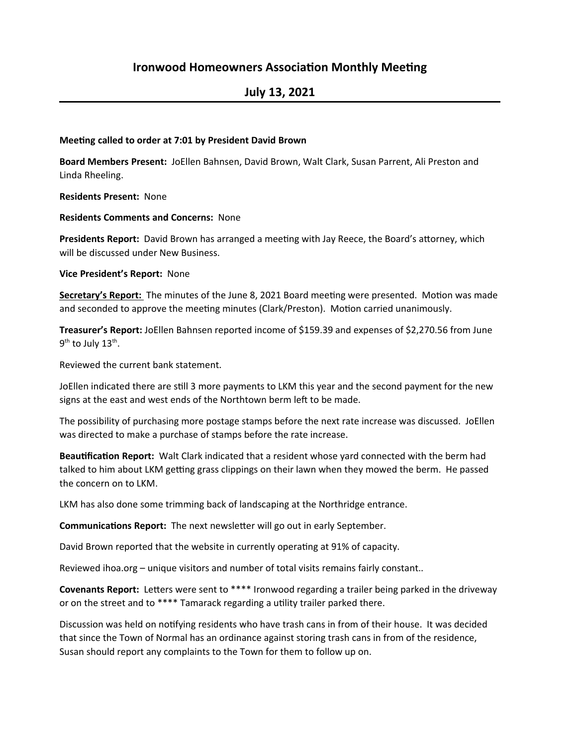# Ironwood Homeowners Association Monthly Meeting

## July 13, 2021

**Meeting called to order at 7:01 by President David Brown**

**Board Members Present:** JoEllen Bahnsen, David Brown, Walt Clark, Susan Parrent, Ali Preston and Linda Rheeling.

**Residents Present:** None

**Residents Comments and Concerns:** None

**Presidents Report:** David Brown has arranged a meeting with Jay Reece, the Board's attorney, which will be discussed under New Business.

**Vice President's Report:** None

**<u>Secretary's Report:</u>** The minutes of the June 8, 2021 Board meeting were presented. Motion was made and seconded to approve the meeting minutes (Clark/Preston). Motion carried unanimously.

**Treasurer's Report:** JoEllen Bahnsen reported income of $159.39 and expenses of $2,270.56 from June 9th to July 13th.

Reviewed the current bank statement.

JoEllen indicated there are still 3 more payments to LKM this year and the second payment for the new signs at the east and west ends of the Northtown berm left to be made.

The possibility of purchasing more postage stamps before the next rate increase was discussed. JoEllen was directed to make a purchase of stamps before the rate increase.

**Beautification Report:** Walt Clark indicated that a resident whose yard connected with the berm had talked to him about LKM getting grass clippings on their lawn when they mowed the berm. He passed the concern on to LKM.

LKM has also done some trimming back of landscaping at the Northridge entrance.

**Communications Report:** The next newsletter will go out in early September.

David Brown reported that the website in currently operating at 91% of capacity.

Reviewed ihoa.org – unique visitors and number of total visits remains fairly constant..

**Covenants Report:** Letters were sent to **** Ironwood regarding a trailer being parked in the driveway or on the street and to **** Tamarack regarding a utility trailer parked there.

Discussion was held on notifying residents who have trash cans in from of their house. It was decided that since the Town of Normal has an ordinance against storing trash cans in from of the residence, Susan should report any complaints to the Town for them to follow up on.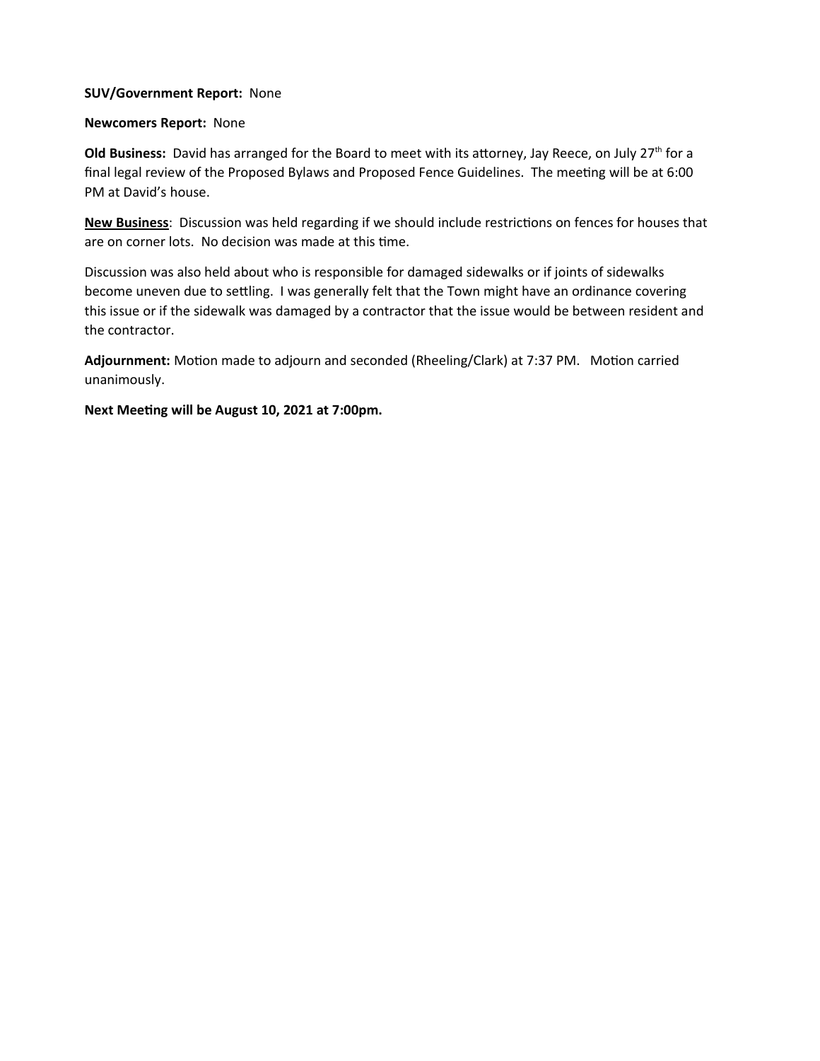**SUV/Government Report:** None

**Newcomers Report:** None

**Old Business:** David has arranged for the Board to meet with its attorney, Jay Reece, on July 27th for a final legal review of the Proposed Bylaws and Proposed Fence Guidelines. The meeting will be at 6:00 PM at David's house.

**New Business**: Discussion was held regarding if we should include restrictions on fences for houses that are on corner lots. No decision was made at this time.

Discussion was also held about who is responsible for damaged sidewalks or if joints of sidewalks become uneven due to settling. I was generally felt that the Town might have an ordinance covering this issue or if the sidewalk was damaged by a contractor that the issue would be between resident and the contractor.

**Adjournment:** Motion made to adjourn and seconded (Rheeling/Clark) at 7:37 PM. Motion carried unanimously.

**Next Meeting will be August 10, 2021 at 7:00pm.**